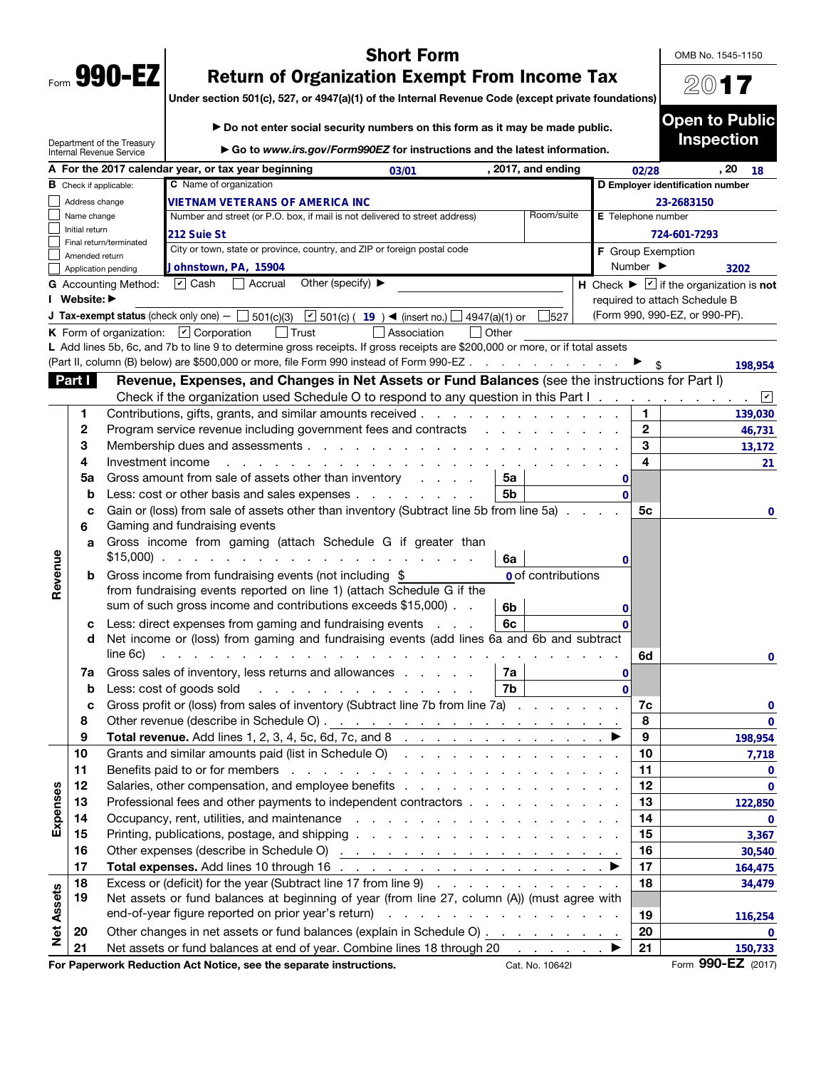Form **990-EZ**

# Short Form
# Return of Organization Exempt From Income Tax

**Under section 501(c), 527, or 4947(a)(1) of the Internal Revenue Code (except private foundations)**

▶ Do not enter social security numbers on this form as it may be made public.

▶ Go to *www.irs.gov/Form990EZ* for instructions and the latest information.

Department of the Treasury
Internal Revenue Service

OMB No. 1545-1150

2017

**Open to Public Inspection**

**A** For the 2017 calendar year, or tax year beginning 03/01, 2017, and ending 02/28, 20 18

**B** Check if applicable:
- ☐ Address change
- ☐ Name change
- ☐ Initial return
- ☐ Final return/terminated
- ☐ Amended return
- ☐ Application pending

**C** Name of organization: VIETNAM VETERANS OF AMERICA INC

Number and street (or P.O. box, if mail is not delivered to street address): 212 Suie St — Room/suite:

City or town, state or province, country, and ZIP or foreign postal code: Johnstown, PA, 15904

**D** Employer identification number: 23-2683150

**E** Telephone number: 724-601-7293

**F** Group Exemption Number ▶ 3202

**G** Accounting Method: ☑ Cash ☐ Accrual Other (specify) ▶

**H** Check ▶ ☑ if the organization is **not** required to attach Schedule B (Form 990, 990-EZ, or 990-PF).

**I** Website: ▶

**J** Tax-exempt status (check only one) — ☐ 501(c)(3) ☑ 501(c) ( 19 ) ◀ (insert no.) ☐ 4947(a)(1) or ☐ 527

**K** Form of organization: ☑ Corporation ☐ Trust ☐ Association ☐ Other

**L** Add lines 5b, 6c, and 7b to line 9 to determine gross receipts. If gross receipts are $200,000 or more, or if total assets (Part II, column (B) below) are $500,000 or more, file Form 990 instead of Form 990-EZ ▶ $ 198,954

## Part I — Revenue, Expenses, and Changes in Net Assets or Fund Balances (see the instructions for Part I)

Check if the organization used Schedule O to respond to any question in this Part I ☑

| Section | Line | Description | Sub-line | Sub-amount | Line | Amount |
|---|---|---|---|---|---|---|
| Revenue | 1 | Contributions, gifts, grants, and similar amounts received | | | 1 | 139,030 |
| | 2 | Program service revenue including government fees and contracts | | | 2 | 46,731 |
| | 3 | Membership dues and assessments | | | 3 | 13,172 |
| | 4 | Investment income | | | 4 | 21 |
| | 5a | Gross amount from sale of assets other than inventory | 5a | 0 | | |
| | b | Less: cost or other basis and sales expenses | 5b | 0 | | |
| | c | Gain or (loss) from sale of assets other than inventory (Subtract line 5b from line 5a) | | | 5c | 0 |
| | 6 | Gaming and fundraising events | | | | |
| | a | Gross income from gaming (attach Schedule G if greater than $15,000) | 6a | 0 | | |
| | b | Gross income from fundraising events (not including $ 0 of contributions from fundraising events reported on line 1) (attach Schedule G if the sum of such gross income and contributions exceeds $15,000) | 6b | 0 | | |
| | c | Less: direct expenses from gaming and fundraising events | 6c | 0 | | |
| | d | Net income or (loss) from gaming and fundraising events (add lines 6a and 6b and subtract line 6c) | | | 6d | 0 |
| | 7a | Gross sales of inventory, less returns and allowances | 7a | 0 | | |
| | b | Less: cost of goods sold | 7b | 0 | | |
| | c | Gross profit or (loss) from sales of inventory (Subtract line 7b from line 7a) | | | 7c | 0 |
| | 8 | Other revenue (describe in Schedule O) | | | 8 | 0 |
| | 9 | **Total revenue.** Add lines 1, 2, 3, 4, 5c, 6d, 7c, and 8 ▶ | | | 9 | 198,954 |
| Expenses | 10 | Grants and similar amounts paid (list in Schedule O) | | | 10 | 7,718 |
| | 11 | Benefits paid to or for members | | | 11 | 0 |
| | 12 | Salaries, other compensation, and employee benefits | | | 12 | 0 |
| | 13 | Professional fees and other payments to independent contractors | | | 13 | 122,850 |
| | 14 | Occupancy, rent, utilities, and maintenance | | | 14 | 0 |
| | 15 | Printing, publications, postage, and shipping | | | 15 | 3,367 |
| | 16 | Other expenses (describe in Schedule O) | | | 16 | 30,540 |
| | 17 | **Total expenses.** Add lines 10 through 16 ▶ | | | 17 | 164,475 |
| Net Assets | 18 | Excess or (deficit) for the year (Subtract line 17 from line 9) | | | 18 | 34,479 |
| | 19 | Net assets or fund balances at beginning of year (from line 27, column (A)) (must agree with end-of-year figure reported on prior year's return) | | | 19 | 116,254 |
| | 20 | Other changes in net assets or fund balances (explain in Schedule O) | | | 20 | 0 |
| | 21 | Net assets or fund balances at end of year. Combine lines 18 through 20 ▶ | | | 21 | 150,733 |

**For Paperwork Reduction Act Notice, see the separate instructions.** Cat. No. 10642I Form **990-EZ** (2017)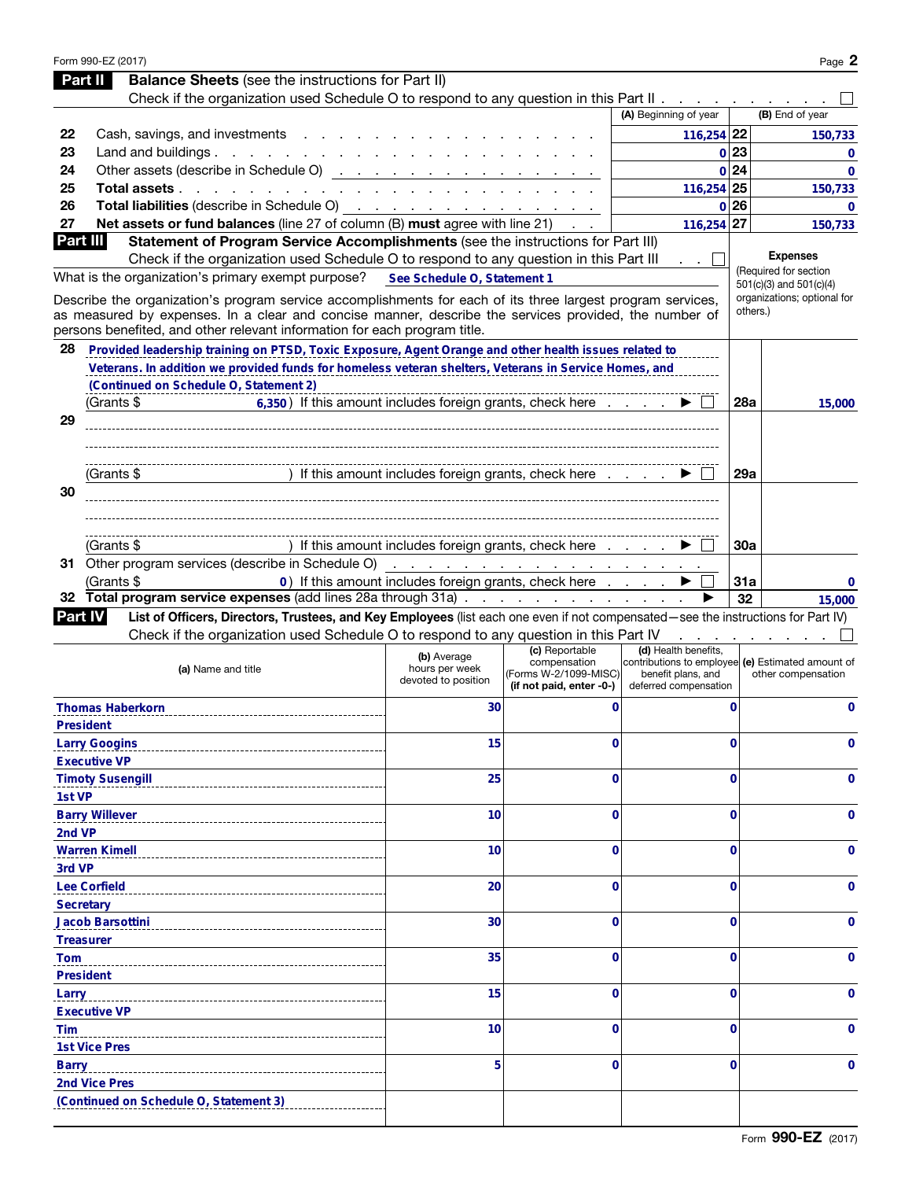Form 990-EZ (2017)

## Part II Balance Sheets (see the instructions for Part II)

Check if the organization used Schedule O to respond to any question in this Part II . . . . . . . . . . ☐

| | | (A) Beginning of year | | (B) End of year |
|---|---|---|---|---|
| 22 | Cash, savings, and investments | 116,254 | 22 | 150,733 |
| 23 | Land and buildings | 0 | 23 | 0 |
| 24 | Other assets (describe in Schedule O) | 0 | 24 | 0 |
| 25 | **Total assets** | 116,254 | 25 | 150,733 |
| 26 | **Total liabilities** (describe in Schedule O) | 0 | 26 | 0 |
| 27 | **Net assets or fund balances** (line 27 of column (B) **must** agree with line 21) | 116,254 | 27 | 150,733 |

## Part III Statement of Program Service Accomplishments (see the instructions for Part III)

Check if the organization used Schedule O to respond to any question in this Part III . . ☐

**Expenses** (Required for section 501(c)(3) and 501(c)(4) organizations; optional for others.)

What is the organization's primary exempt purpose? See Schedule O, Statement 1

Describe the organization's program service accomplishments for each of its three largest program services, as measured by expenses. In a clear and concise manner, describe the services provided, the number of persons benefited, and other relevant information for each program title.

| | | | |
|---|---|---|---|
| 28 | Provided leadership training on PTSD, Toxic Exposure, Agent Orange and other health issues related to Veterans. In addition we provided funds for homeless veteran shelters, Veterans in Service Homes, and (Continued on Schedule O, Statement 2)<br>(Grants $ 6,350) If this amount includes foreign grants, check here . . . . ▶ ☐ | 28a | 15,000 |
| 29 | (Grants $ ) If this amount includes foreign grants, check here . . . . ▶ ☐ | 29a | |
| 30 | (Grants $ ) If this amount includes foreign grants, check here . . . . ▶ ☐ | 30a | |
| 31 | Other program services (describe in Schedule O)<br>(Grants $ 0) If this amount includes foreign grants, check here . . . . ▶ ☐ | 31a | 0 |
| 32 | **Total program service expenses** (add lines 28a through 31a) . . . . ▶ | 32 | 15,000 |

## Part IV List of Officers, Directors, Trustees, and Key Employees (list each one even if not compensated—see the instructions for Part IV)

Check if the organization used Schedule O to respond to any question in this Part IV . . . . . . . . ☐

| (a) Name and title | (b) Average hours per week devoted to position | (c) Reportable compensation (Forms W-2/1099-MISC) (if not paid, enter -0-) | (d) Health benefits, contributions to employee benefit plans, and deferred compensation | (e) Estimated amount of other compensation |
|---|---|---|---|---|
| Thomas Haberkorn<br>President | 30 | 0 | 0 | 0 |
| Larry Googins<br>Executive VP | 15 | 0 | 0 | 0 |
| Timoty Susengill<br>1st VP | 25 | 0 | 0 | 0 |
| Barry Willever<br>2nd VP | 10 | 0 | 0 | 0 |
| Warren Kimell<br>3rd VP | 10 | 0 | 0 | 0 |
| Lee Corfield<br>Secretary | 20 | 0 | 0 | 0 |
| Jacob Barsottini<br>Treasurer | 30 | 0 | 0 | 0 |
| Tom<br>President | 35 | 0 | 0 | 0 |
| Larry<br>Executive VP | 15 | 0 | 0 | 0 |
| Tim<br>1st Vice Pres | 10 | 0 | 0 | 0 |
| Barry<br>2nd Vice Pres | 5 | 0 | 0 | 0 |
| (Continued on Schedule O, Statement 3) | | | | |

Form **990-EZ** (2017)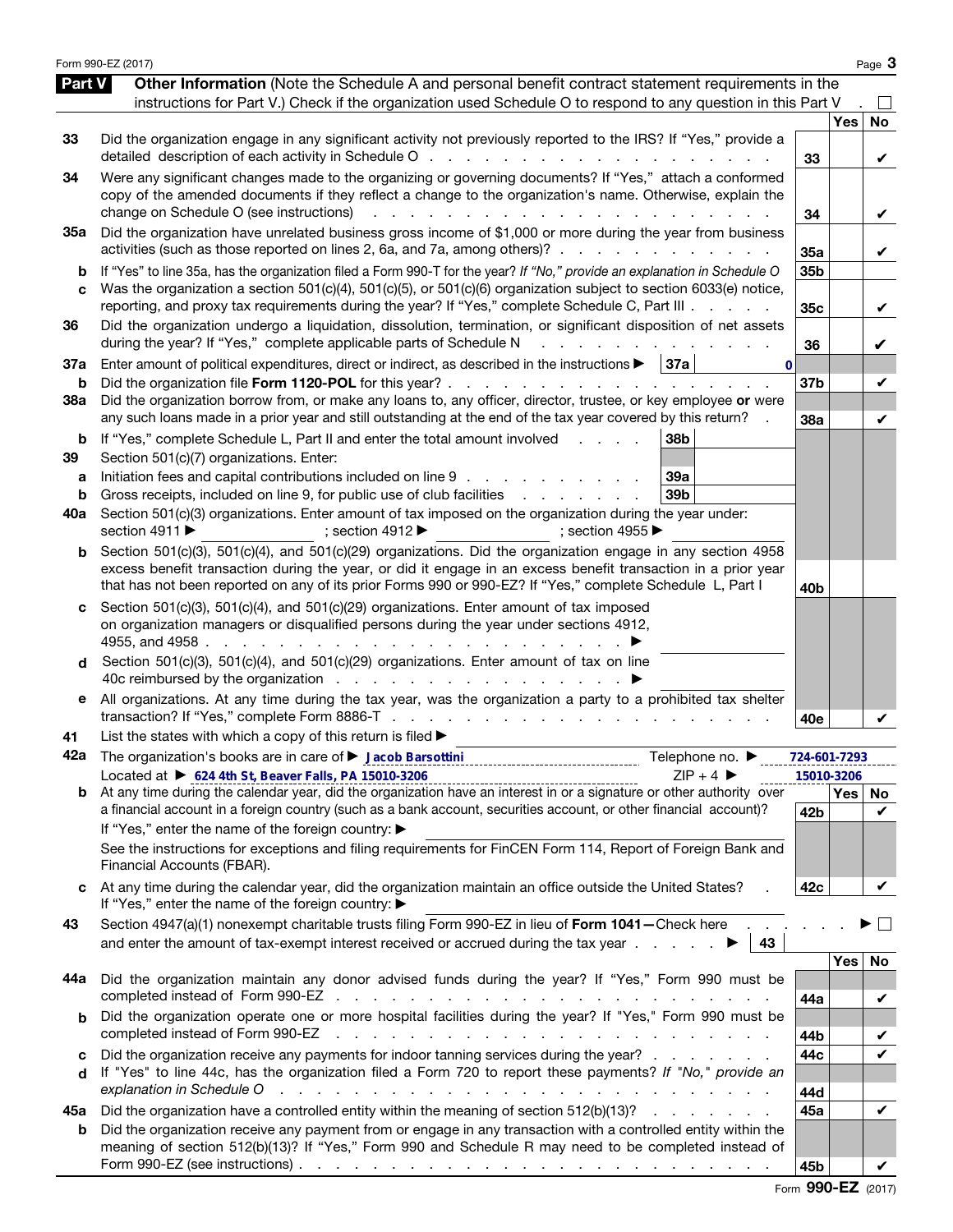## Part V Other Information

(Note the Schedule A and personal benefit contract statement requirements in the instructions for Part V.) Check if the organization used Schedule O to respond to any question in this Part V . ☐

| | | | Yes | No |
|---|---|---|---|---|
| 33 | Did the organization engage in any significant activity not previously reported to the IRS? If "Yes," provide a detailed description of each activity in Schedule O | 33 | | ✔ |
| 34 | Were any significant changes made to the organizing or governing documents? If "Yes," attach a conformed copy of the amended documents if they reflect a change to the organization's name. Otherwise, explain the change on Schedule O (see instructions) | 34 | | ✔ |
| 35a | Did the organization have unrelated business gross income of $1,000 or more during the year from business activities (such as those reported on lines 2, 6a, and 7a, among others)? | 35a | | ✔ |
| b | If "Yes" to line 35a, has the organization filed a Form 990-T for the year? *If "No," provide an explanation in Schedule O* | 35b | | |
| c | Was the organization a section 501(c)(4), 501(c)(5), or 501(c)(6) organization subject to section 6033(e) notice, reporting, and proxy tax requirements during the year? If "Yes," complete Schedule C, Part III | 35c | | ✔ |
| 36 | Did the organization undergo a liquidation, dissolution, termination, or significant disposition of net assets during the year? If "Yes," complete applicable parts of Schedule N | 36 | | ✔ |
| 37a | Enter amount of political expenditures, direct or indirect, as described in the instructions ▶ 37a: 0 | | | |
| b | Did the organization file **Form 1120-POL** for this year? | 37b | | ✔ |
| 38a | Did the organization borrow from, or make any loans to, any officer, director, trustee, or key employee **or** were any such loans made in a prior year and still outstanding at the end of the tax year covered by this return? | 38a | | ✔ |
| b | If "Yes," complete Schedule L, Part II and enter the total amount involved ... 38b | | | |
| 39 | Section 501(c)(7) organizations. Enter: | | | |
| a | Initiation fees and capital contributions included on line 9 ... 39a | | | |
| b | Gross receipts, included on line 9, for public use of club facilities ... 39b | | | |
| 40a | Section 501(c)(3) organizations. Enter amount of tax imposed on the organization during the year under: section 4911 ▶ ; section 4912 ▶ ; section 4955 ▶ | | | |
| b | Section 501(c)(3), 501(c)(4), and 501(c)(29) organizations. Did the organization engage in any section 4958 excess benefit transaction during the year, or did it engage in an excess benefit transaction in a prior year that has not been reported on any of its prior Forms 990 or 990-EZ? If "Yes," complete Schedule L, Part I | 40b | | |
| c | Section 501(c)(3), 501(c)(4), and 501(c)(29) organizations. Enter amount of tax imposed on organization managers or disqualified persons during the year under sections 4912, 4955, and 4958 ▶ | | | |
| d | Section 501(c)(3), 501(c)(4), and 501(c)(29) organizations. Enter amount of tax on line 40c reimbursed by the organization ▶ | | | |
| e | All organizations. At any time during the tax year, was the organization a party to a prohibited tax shelter transaction? If "Yes," complete Form 8886-T | 40e | | ✔ |

41 List the states with which a copy of this return is filed ▶

42a The organization's books are in care of ▶ Jacob Barsottini Telephone no. ▶ 724-601-7293
Located at ▶ 624 4th St, Beaver Falls, PA 15010-3206 ZIP + 4 ▶ 15010-3206

| | | | Yes | No |
|---|---|---|---|---|
| b | At any time during the calendar year, did the organization have an interest in or a signature or other authority over a financial account in a foreign country (such as a bank account, securities account, or other financial account)? If "Yes," enter the name of the foreign country: ▶ See the instructions for exceptions and filing requirements for FinCEN Form 114, Report of Foreign Bank and Financial Accounts (FBAR). | 42b | | ✔ |
| c | At any time during the calendar year, did the organization maintain an office outside the United States? If "Yes," enter the name of the foreign country: ▶ | 42c | | ✔ |

43 Section 4947(a)(1) nonexempt charitable trusts filing Form 990-EZ in lieu of **Form 1041**—Check here ▶ ☐ and enter the amount of tax-exempt interest received or accrued during the tax year ▶ 43

| | | | Yes | No |
|---|---|---|---|---|
| 44a | Did the organization maintain any donor advised funds during the year? If "Yes," Form 990 must be completed instead of Form 990-EZ | 44a | | ✔ |
| b | Did the organization operate one or more hospital facilities during the year? If "Yes," Form 990 must be completed instead of Form 990-EZ | 44b | | ✔ |
| c | Did the organization receive any payments for indoor tanning services during the year? | 44c | | ✔ |
| d | If "Yes" to line 44c, has the organization filed a Form 720 to report these payments? *If "No," provide an explanation in Schedule O* | 44d | | |
| 45a | Did the organization have a controlled entity within the meaning of section 512(b)(13)? | 45a | | ✔ |
| b | Did the organization receive any payment from or engage in any transaction with a controlled entity within the meaning of section 512(b)(13)? If "Yes," Form 990 and Schedule R may need to be completed instead of Form 990-EZ (see instructions) | 45b | | ✔ |

Form **990-EZ** (2017)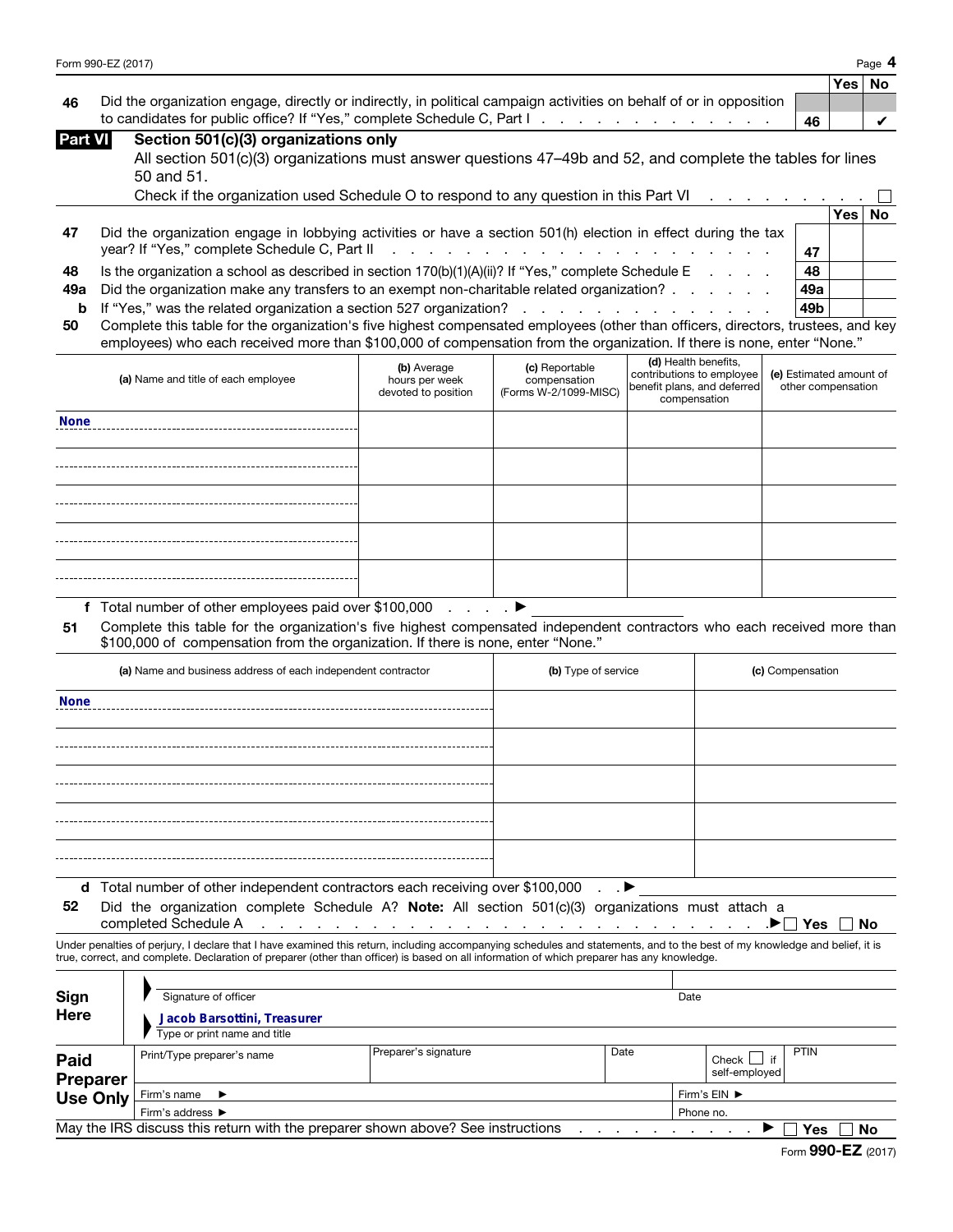Form 990-EZ (2017)

| | | | Yes | No |
|---|---|---|---|---|
| 46 | Did the organization engage, directly or indirectly, in political campaign activities on behalf of or in opposition to candidates for public office? If "Yes," complete Schedule C, Part I | 46 | | ✔ |

## Part VI Section 501(c)(3) organizations only

All section 501(c)(3) organizations must answer questions 47–49b and 52, and complete the tables for lines 50 and 51.

Check if the organization used Schedule O to respond to any question in this Part VI ☐

| | | | Yes | No |
|---|---|---|---|---|
| 47 | Did the organization engage in lobbying activities or have a section 501(h) election in effect during the tax year? If "Yes," complete Schedule C, Part II | 47 | | |
| 48 | Is the organization a school as described in section 170(b)(1)(A)(ii)? If "Yes," complete Schedule E | 48 | | |
| 49a | Did the organization make any transfers to an exempt non-charitable related organization? | 49a | | |
| b | If "Yes," was the related organization a section 527 organization? | 49b | | |

**50** Complete this table for the organization's five highest compensated employees (other than officers, directors, trustees, and key employees) who each received more than $100,000 of compensation from the organization. If there is none, enter "None."

| (a) Name and title of each employee | (b) Average hours per week devoted to position | (c) Reportable compensation (Forms W-2/1099-MISC) | (d) Health benefits, contributions to employee benefit plans, and deferred compensation | (e) Estimated amount of other compensation |
|---|---|---|---|---|
| None | | | | |
| | | | | |
| | | | | |
| | | | | |
| | | | | |

**f** Total number of other employees paid over $100,000 ▶

**51** Complete this table for the organization's five highest compensated independent contractors who each received more than $100,000 of compensation from the organization. If there is none, enter "None."

| (a) Name and business address of each independent contractor | (b) Type of service | (c) Compensation |
|---|---|---|
| None | | |
| | | |
| | | |
| | | |
| | | |

**d** Total number of other independent contractors each receiving over $100,000 ▶

**52** Did the organization complete Schedule A? **Note:** All section 501(c)(3) organizations must attach a completed Schedule A ▶ ☐ Yes ☐ No

Under penalties of perjury, I declare that I have examined this return, including accompanying schedules and statements, and to the best of my knowledge and belief, it is true, correct, and complete. Declaration of preparer (other than officer) is based on all information of which preparer has any knowledge.

**Sign Here**

Signature of officer | Date

Jacob Barsottini, Treasurer

Type or print name and title

**Paid Preparer Use Only**

| Print/Type preparer's name | Preparer's signature | Date | Check ☐ if self-employed | PTIN |
|---|---|---|---|---|
| Firm's name ▶ | | | Firm's EIN ▶ | |
| Firm's address ▶ | | | Phone no. | |

May the IRS discuss this return with the preparer shown above? See instructions ▶ ☐ Yes ☐ No

Form **990-EZ** (2017)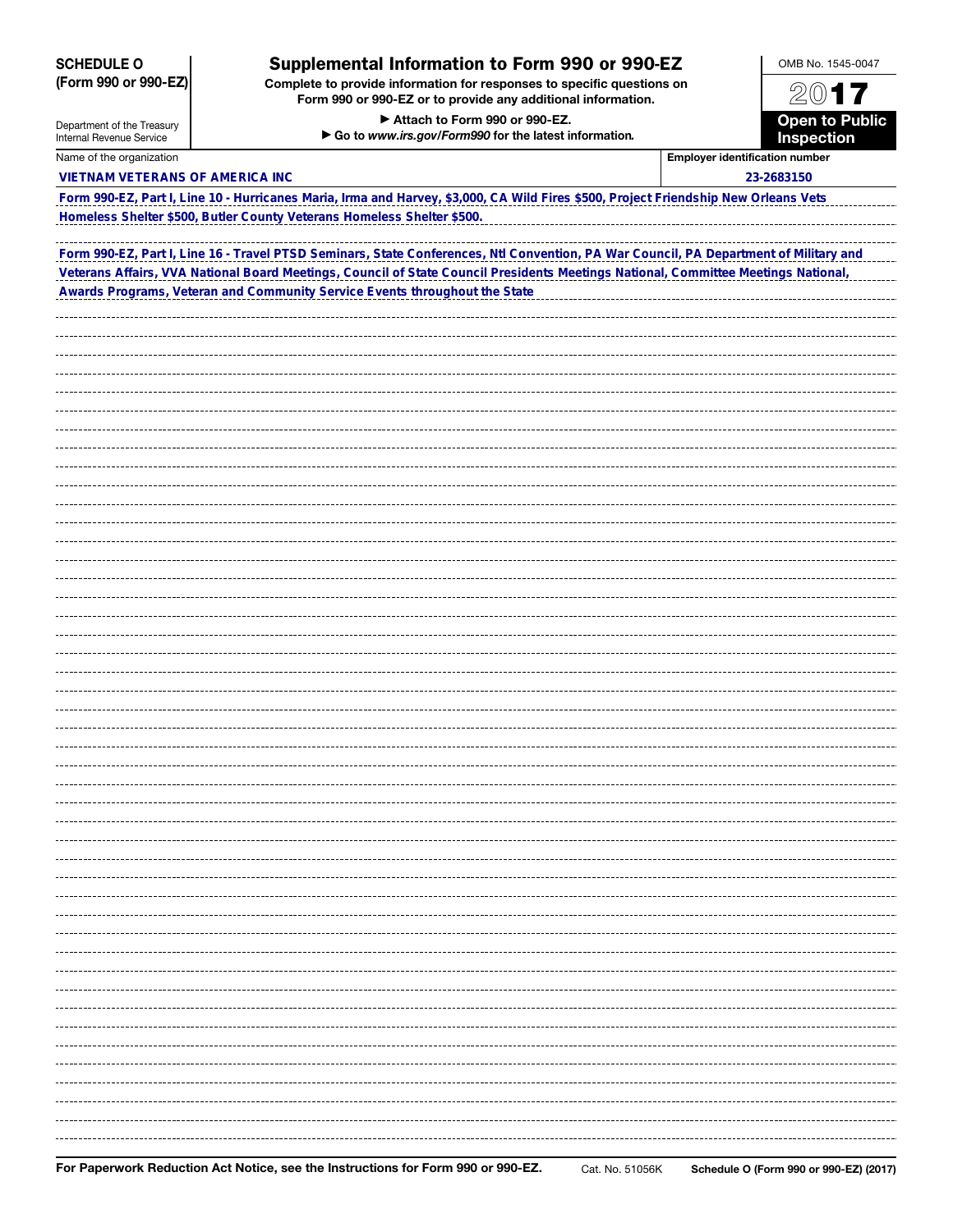**SCHEDULE O (Form 990 or 990-EZ)**

Department of the Treasury
Internal Revenue Service

# Supplemental Information to Form 990 or 990-EZ

**Complete to provide information for responses to specific questions on Form 990 or 990-EZ or to provide any additional information.**

**▶ Attach to Form 990 or 990-EZ.**

**▶ Go to *www.irs.gov/Form990* for the latest information.**

OMB No. 1545-0047

**2017**

**Open to Public Inspection**

| Name of the organization | Employer identification number |
|---|---|
| VIETNAM VETERANS OF AMERICA INC | 23-2683150 |

Form 990-EZ, Part I, Line 10 - Hurricanes Maria, Irma and Harvey, $3,000, CA Wild Fires $500, Project Friendship New Orleans Vets Homeless Shelter $500, Butler County Veterans Homeless Shelter $500.

Form 990-EZ, Part I, Line 16 - Travel PTSD Seminars, State Conferences, Ntl Convention, PA War Council, PA Department of Military and Veterans Affairs, VVA National Board Meetings, Council of State Council Presidents Meetings National, Committee Meetings National, Awards Programs, Veteran and Community Service Events throughout the State

**For Paperwork Reduction Act Notice, see the Instructions for Form 990 or 990-EZ.** Cat. No. 51056K **Schedule O (Form 990 or 990-EZ) (2017)**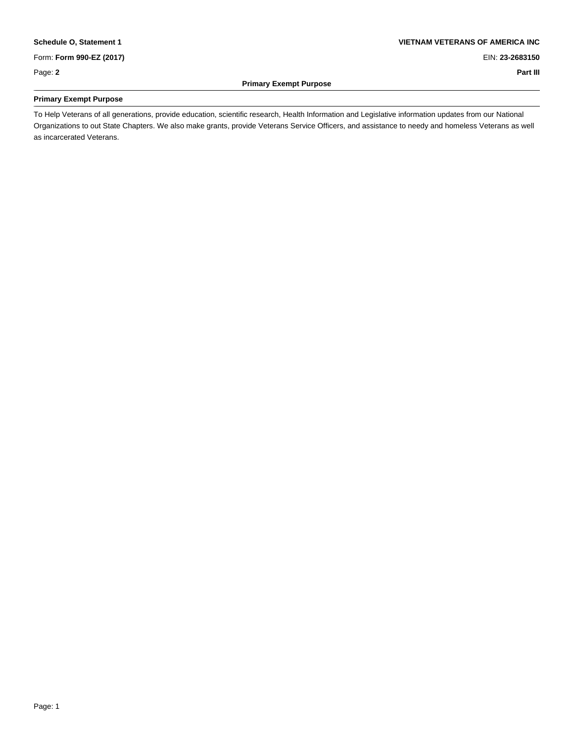**Schedule O, Statement 1** | **VIETNAM VETERANS OF AMERICA INC**

Form: **Form 990-EZ (2017)** | EIN: **23-2683150**

Page: **2** | **Part III**

**Primary Exempt Purpose**

### Primary Exempt Purpose

To Help Veterans of all generations, provide education, scientific research, Health Information and Legislative information updates from our National Organizations to out State Chapters. We also make grants, provide Veterans Service Officers, and assistance to needy and homeless Veterans as well as incarcerated Veterans.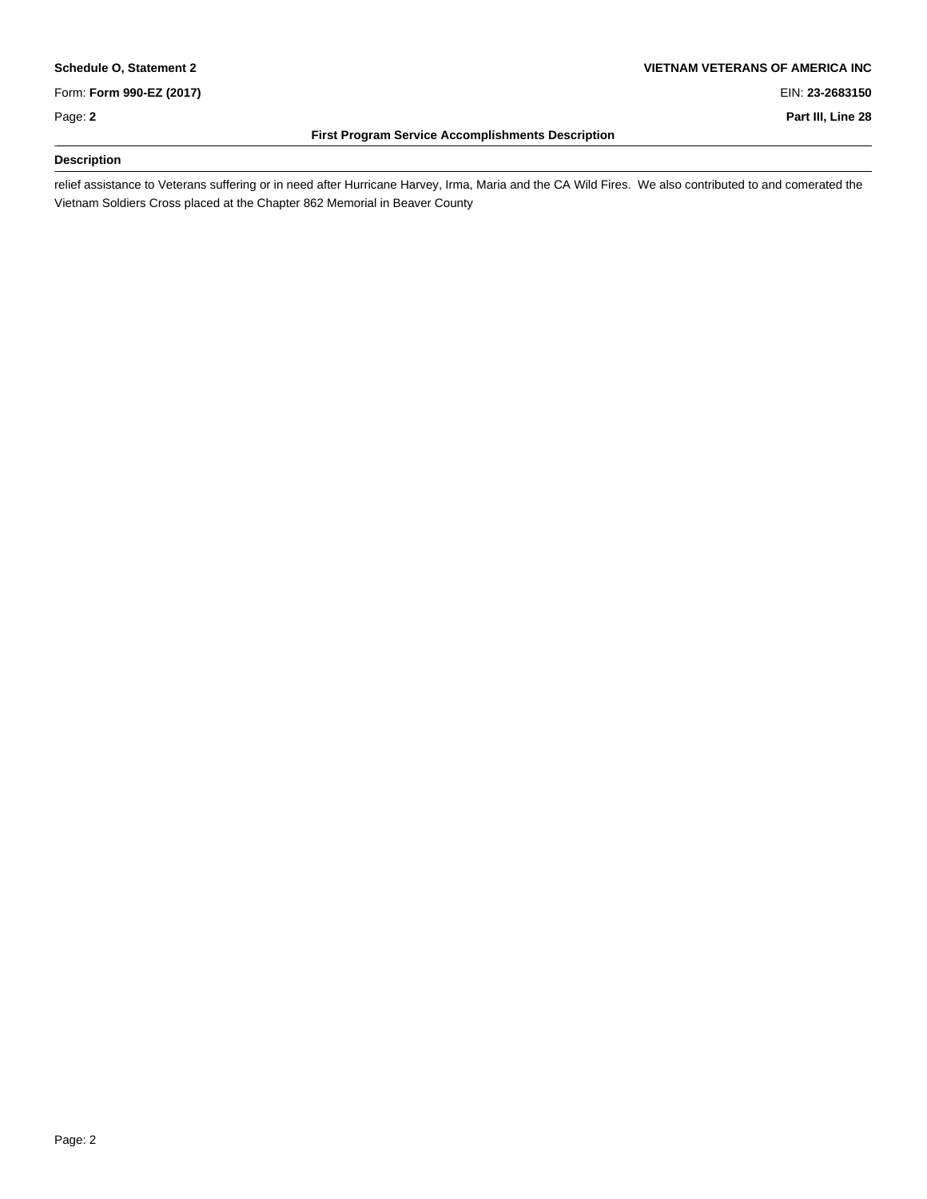**Schedule O, Statement 2** | **VIETNAM VETERANS OF AMERICA INC**

Form: **Form 990-EZ (2017)** | EIN: **23-2683150**

Page: **2** | **Part III, Line 28**

### First Program Service Accomplishments Description

**Description**

relief assistance to Veterans suffering or in need after Hurricane Harvey, Irma, Maria and the CA Wild Fires. We also contributed to and comerated the Vietnam Soldiers Cross placed at the Chapter 862 Memorial in Beaver County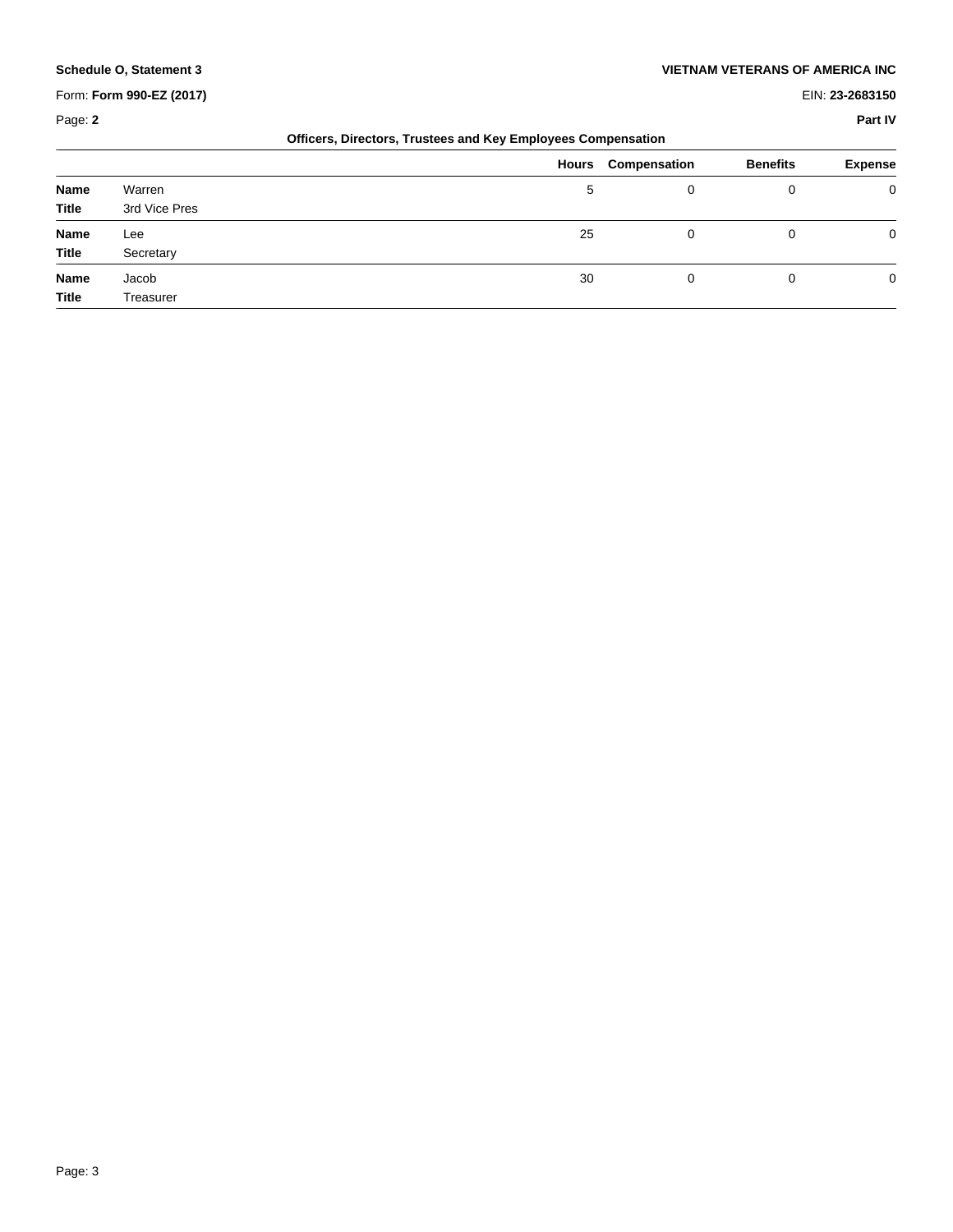**Schedule O, Statement 3**

**VIETNAM VETERANS OF AMERICA INC**

Form: **Form 990-EZ (2017)**

EIN: **23-2683150**

Page: **2**

**Part IV**

**Officers, Directors, Trustees and Key Employees Compensation**

| | | Hours | Compensation | Benefits | Expense |
|---|---|---|---|---|---|
| **Name** | Warren | 5 | 0 | 0 | 0 |
| **Title** | 3rd Vice Pres | | | | |
| **Name** | Lee | 25 | 0 | 0 | 0 |
| **Title** | Secretary | | | | |
| **Name** | Jacob | 30 | 0 | 0 | 0 |
| **Title** | Treasurer | | | | |